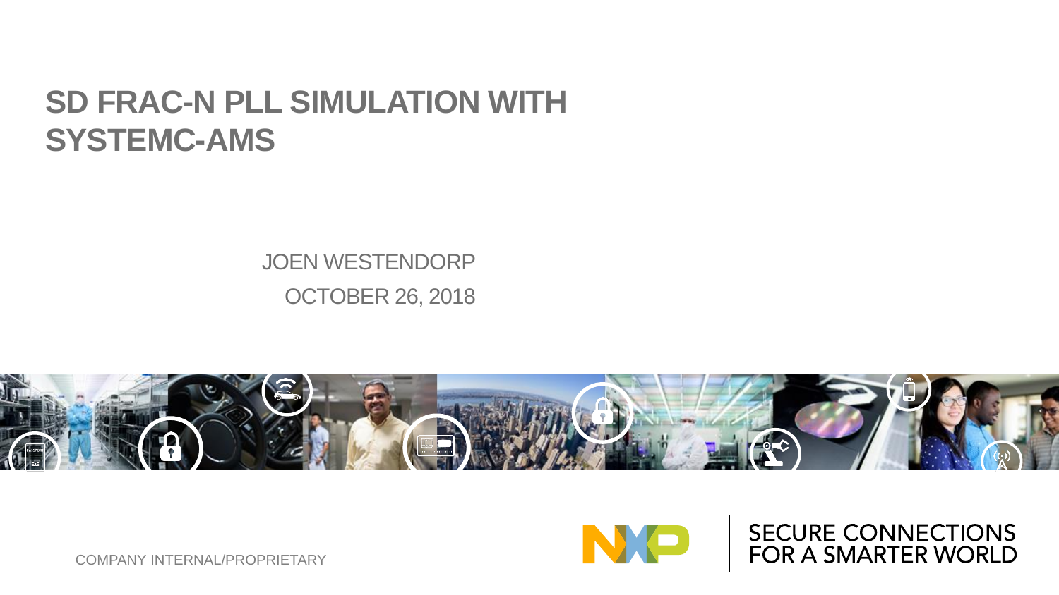# SD FRAC-N PLL SIMULATION WITH SYSTEMC-AMS

JOEN WESTENDORP

OCTOBER 26, 2018

COMPANY INTERNAL/PROPRIETARY

SECURE CONNECTIONS FOR A SMARTER WORLD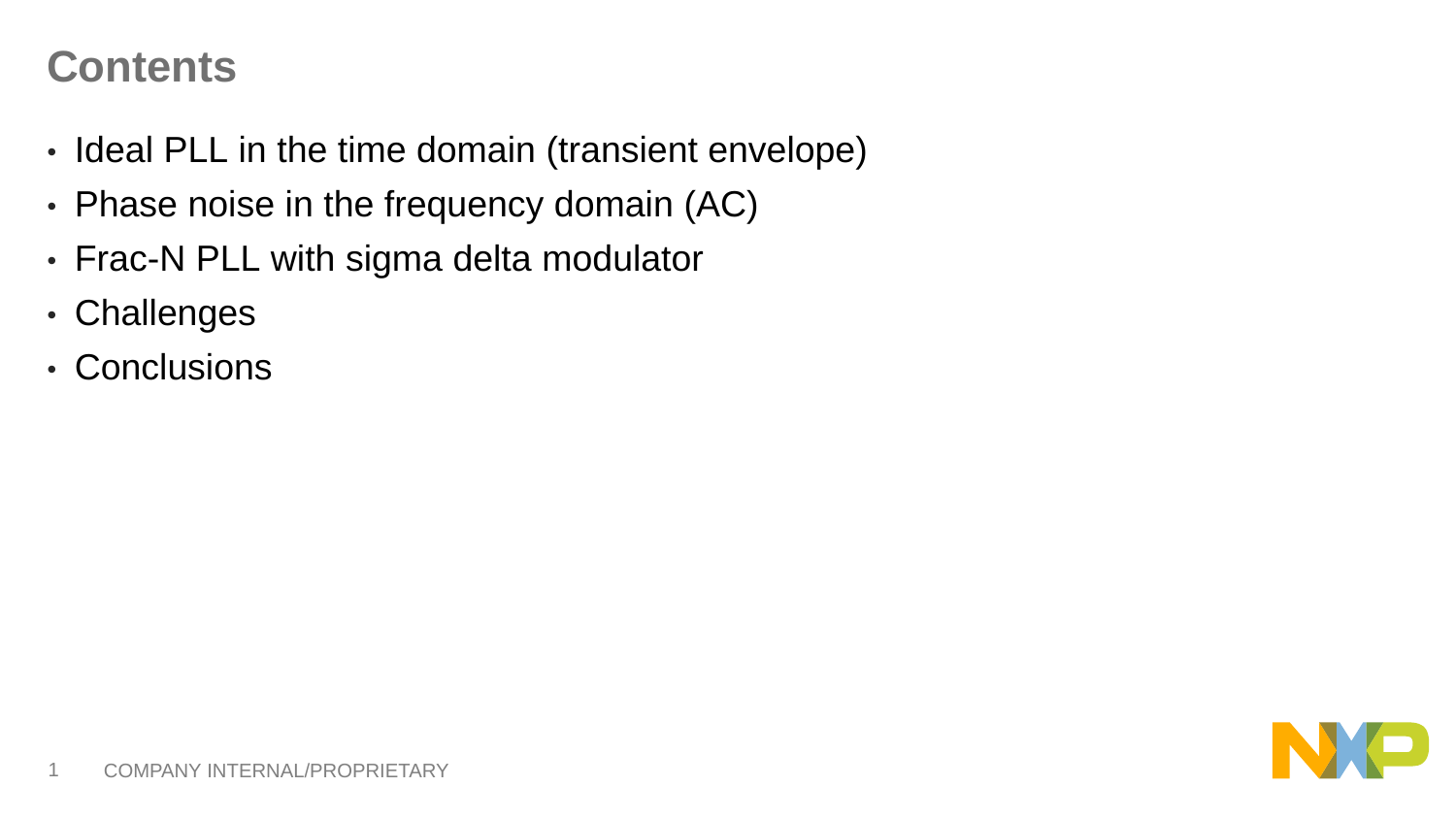# Contents

- Ideal PLL in the time domain (transient envelope)
- Phase noise in the frequency domain (AC)
- Frac-N PLL with sigma delta modulator
- Challenges
- Conclusions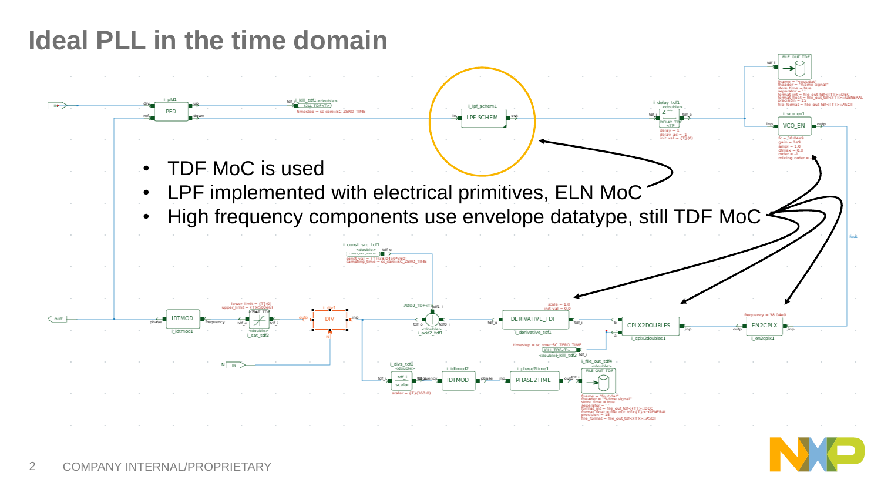# Ideal PLL in the time domain

- TDF MoC is used
- LPF implemented with electrical primitives, ELN MoC
- High frequency components use envelope datatype, still TDF MoC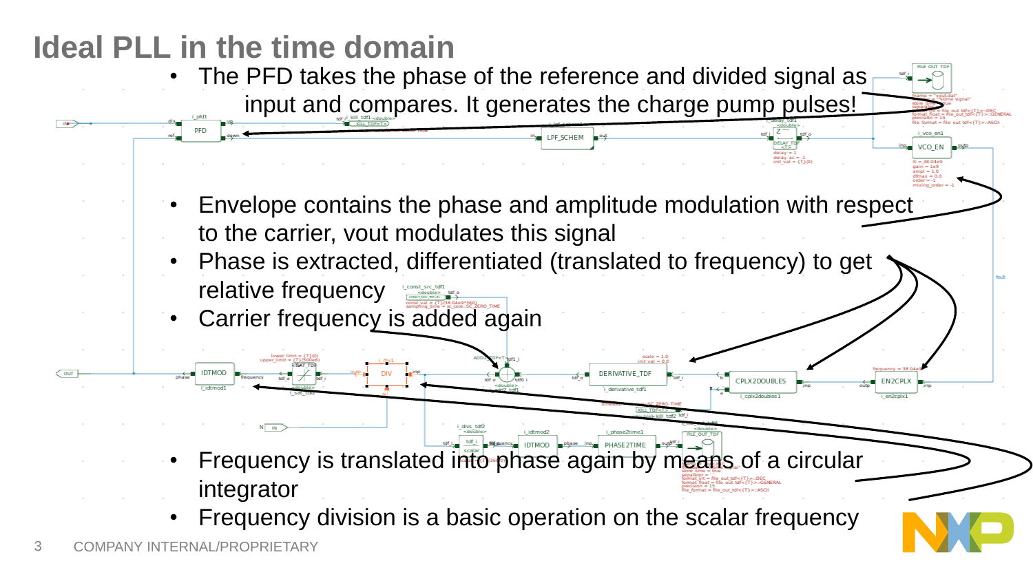# Ideal PLL in the time domain

- The PFD takes the phase of the reference and divided signal as input and compares. It generates the charge pump pulses!
- Envelope contains the phase and amplitude modulation with respect to the carrier, vout modulates this signal
- Phase is extracted, differentiated (translated to frequency) to get relative frequency
- Carrier frequency is added again
- Frequency is translated into phase again by means of a circular integrator
- Frequency division is a basic operation on the scalar frequency

COMPANY INTERNAL/PROPRIETARY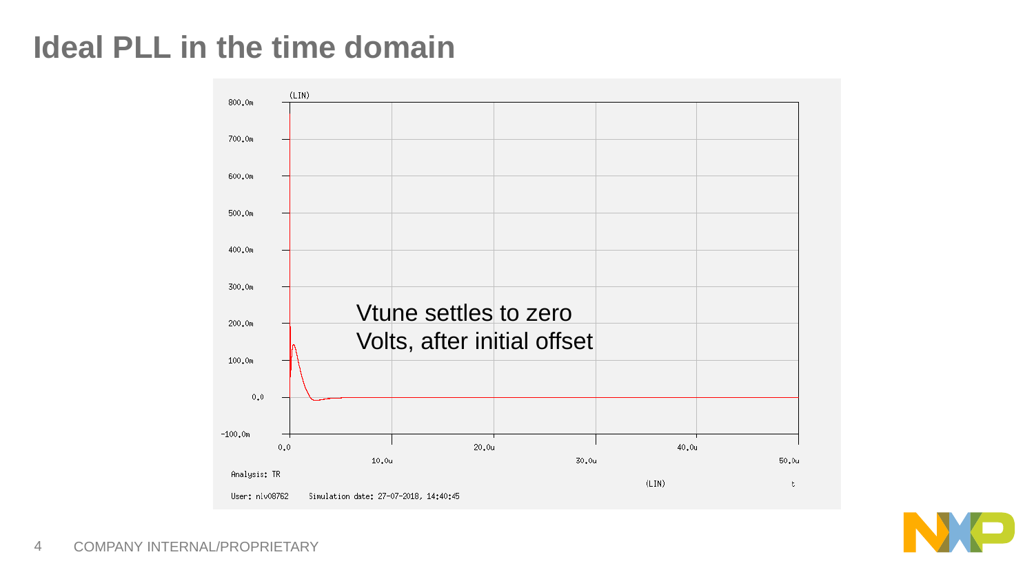# Ideal PLL in the time domain

Vtune settles to zero Volts, after initial offset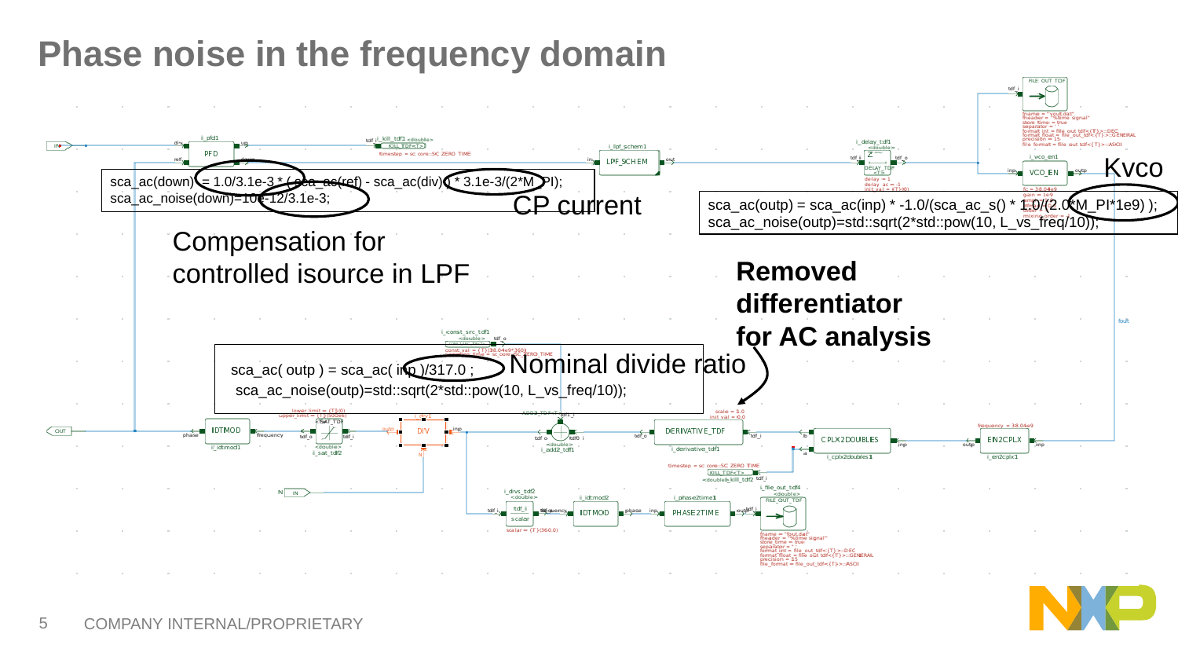# Phase noise in the frequency domain

```
sca_ac(down) = 1.0/3.1e-3 * (sca_ac(ref) - sca_ac(div)) * 3.1e-3/(2*M_PI);
sca_ac_noise(down)=10e-12/3.1e-3;
```

CP current

Compensation for controlled isource in LPF

```
sca_ac(outp) = sca_ac(inp) * -1.0/(sca_ac_s() * 1.0/(2.0*M_PI*1e9) );
sca_ac_noise(outp)=std::sqrt(2*std::pow(10, L_vs_freq/10));
```

Kvco

**Removed differentiator for AC analysis**

```
sca_ac( outp ) = sca_ac( inp )/317.0 ;
sca_ac_noise(outp)=std::sqrt(2*std::pow(10, L_vs_freq/10));
```

Nominal divide ratio

COMPANY INTERNAL/PROPRIETARY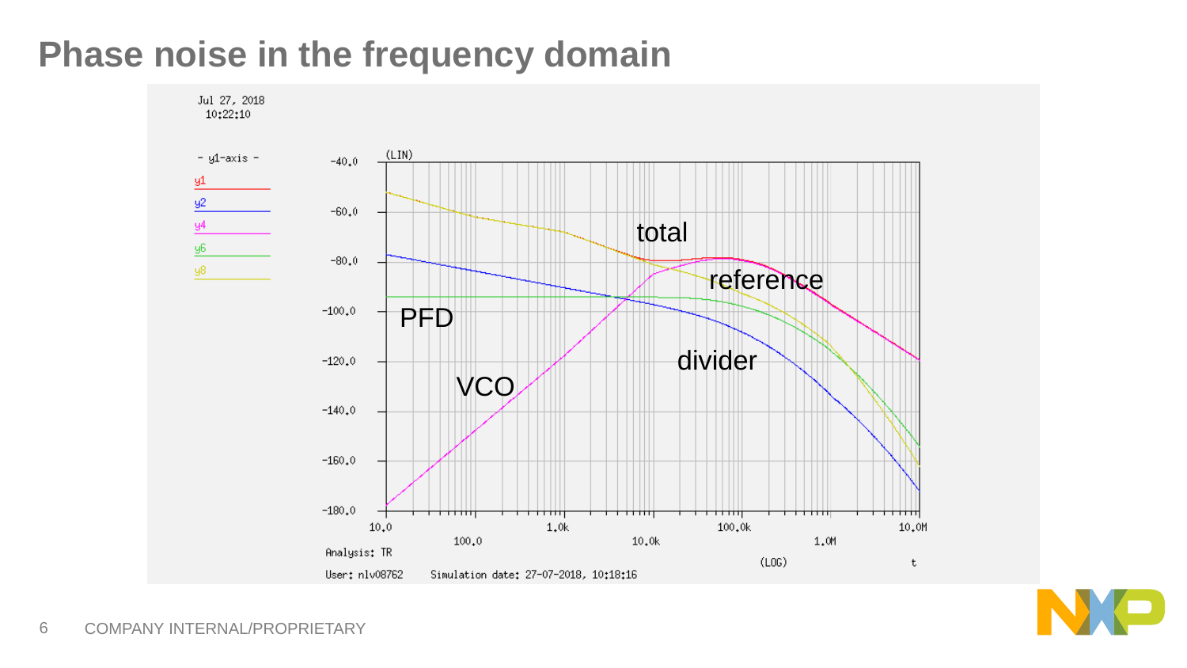# Phase noise in the frequency domain

Jul 27, 2018
10:22:10

- y1-axis -

y1
y2
y4
y6
y8

(LIN)

-40.0
-60.0
-80.0
-100.0
-120.0
-140.0
-160.0
-180.0

total

reference

PFD

divider

VCO

10.0 100.0 1.0k 10.0k 100.0k 1.0M 10.0M

(LOG) t

Analysis: TR

User: nlv08762 Simulation date: 27-07-2018, 10:18:16

COMPANY INTERNAL/PROPRIETARY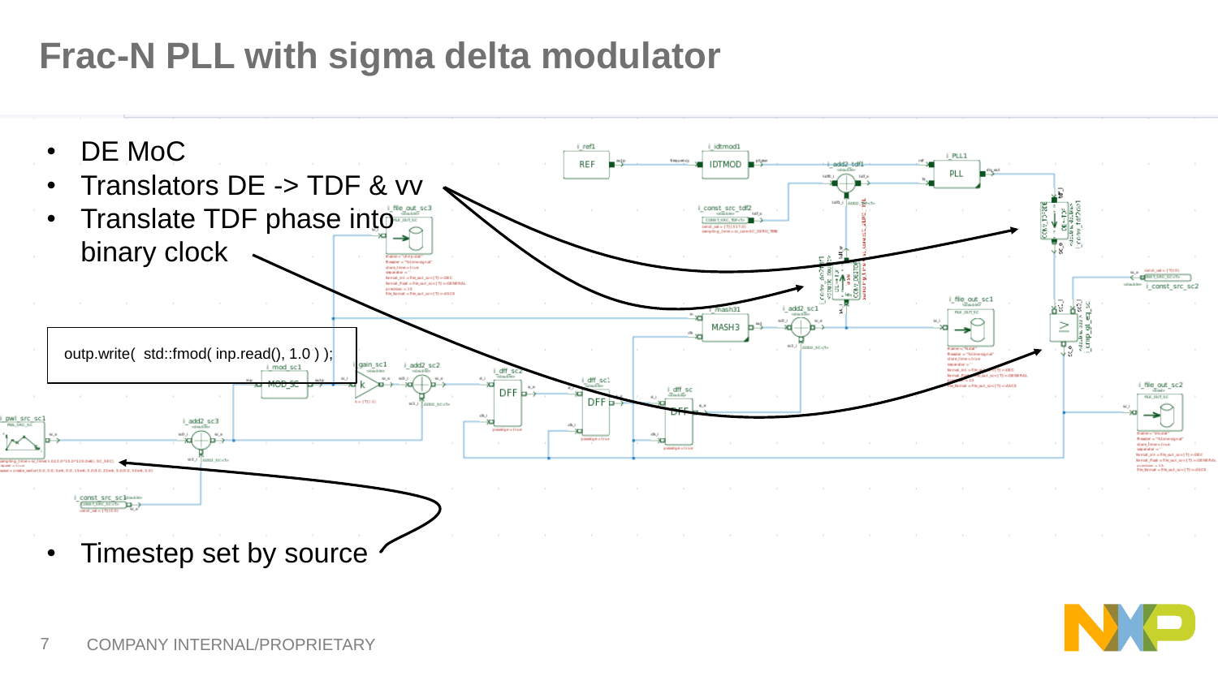# Frac-N PLL with sigma delta modulator

- DE MoC
- Translators DE -> TDF & vv
- Translate TDF phase into binary clock

```
outp.write(  std::fmod( inp.read(), 1.0 ) );
```

- Timestep set by source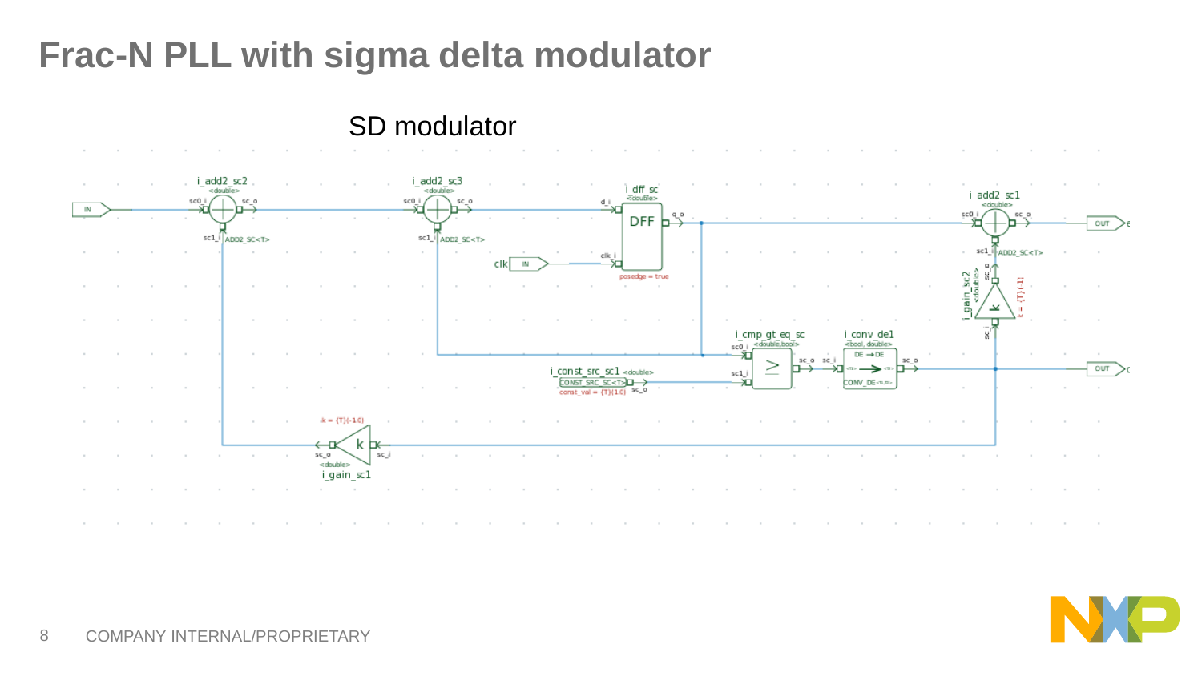# Frac-N PLL with sigma delta modulator

SD modulator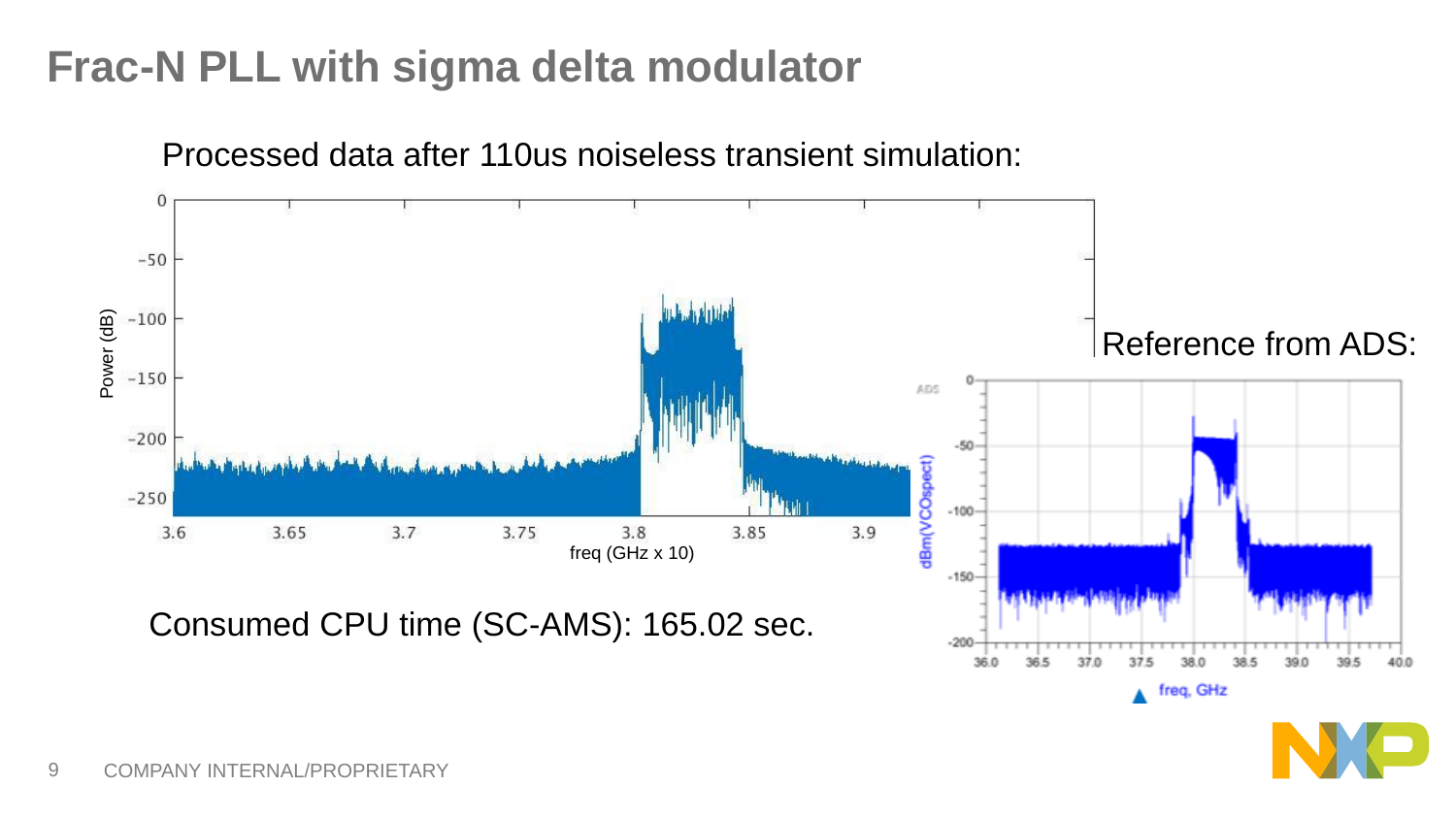# Frac-N PLL with sigma delta modulator

Processed data after 110us noiseless transient simulation:

Reference from ADS:

Consumed CPU time (SC-AMS): 165.02 sec.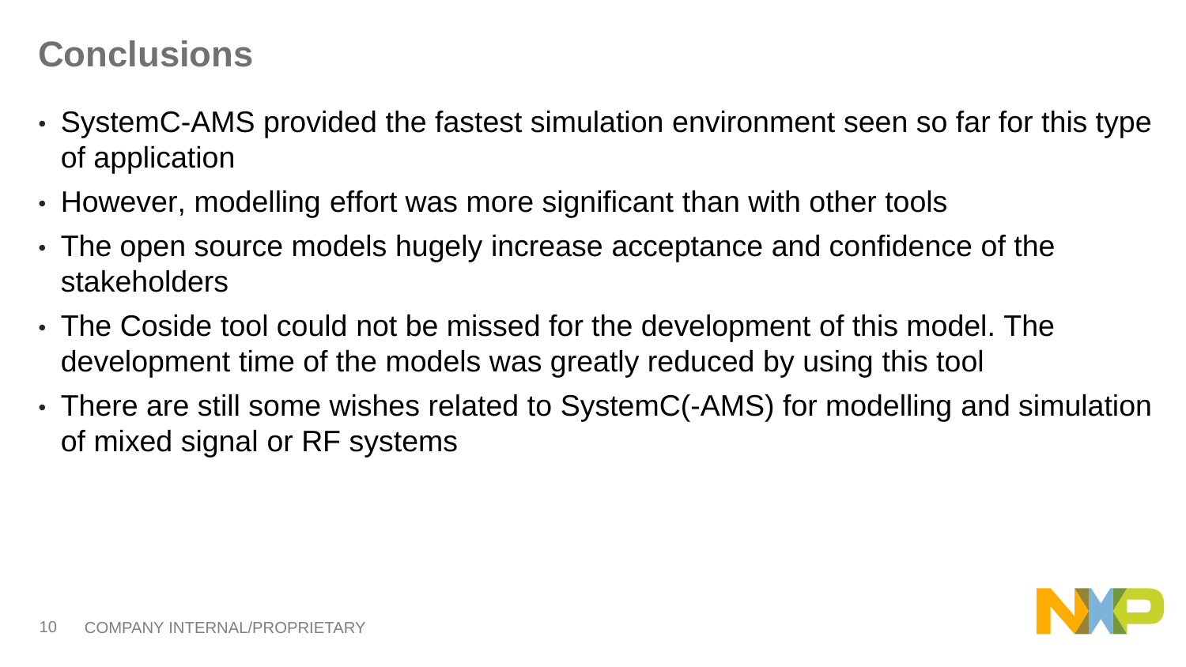# Conclusions

- SystemC-AMS provided the fastest simulation environment seen so far for this type of application
- However, modelling effort was more significant than with other tools
- The open source models hugely increase acceptance and confidence of the stakeholders
- The Coside tool could not be missed for the development of this model. The development time of the models was greatly reduced by using this tool
- There are still some wishes related to SystemC(-AMS) for modelling and simulation of mixed signal or RF systems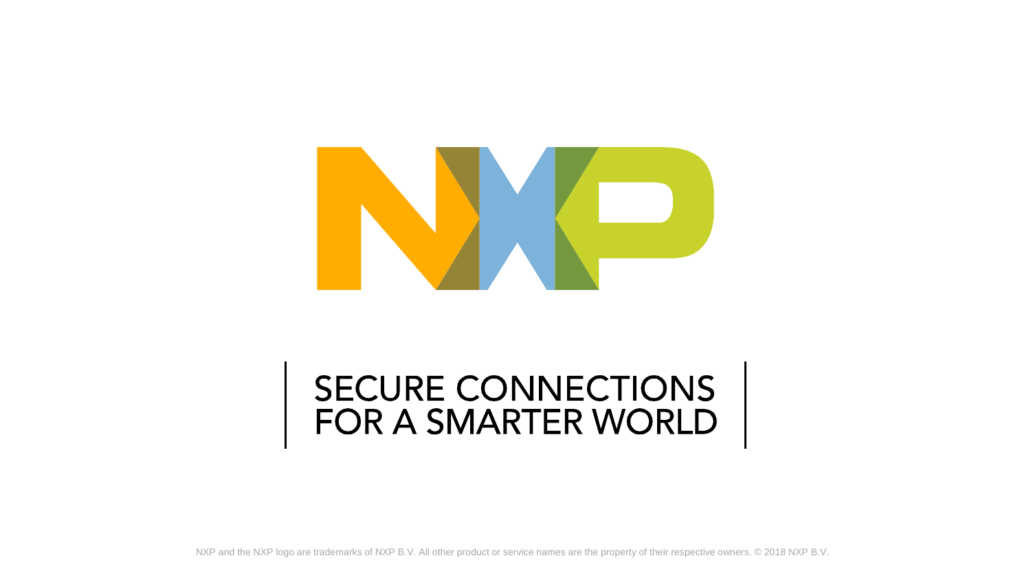SECURE CONNECTIONS
FOR A SMARTER WORLD

NXP and the NXP logo are trademarks of NXP B.V. All other product or service names are the property of their respective owners. © 2018 NXP B.V.